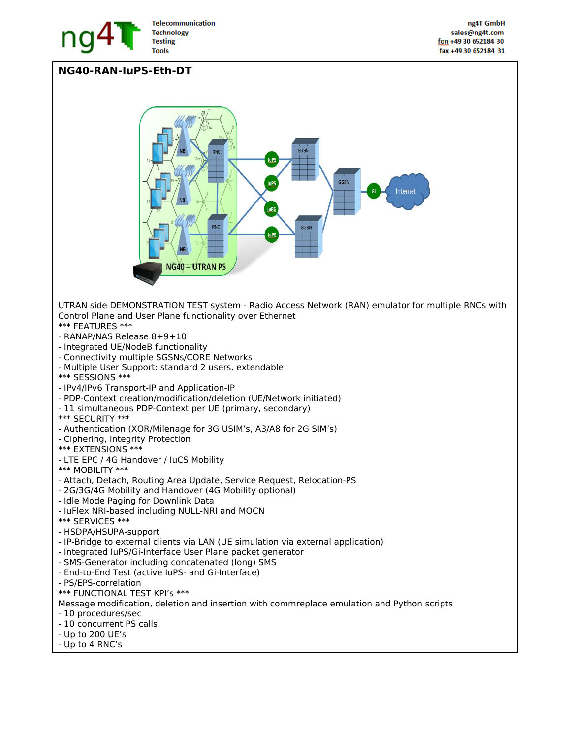# NG40-RAN-IuPS-Eth-DT

UTRAN side DEMONSTRATION TEST system - Radio Access Network (RAN) emulator for multiple RNCs with Control Plane and User Plane functionality over Ethernet

*** FEATURES ***
- RANAP/NAS Release 8+9+10
- Integrated UE/NodeB functionality
- Connectivity multiple SGSNs/CORE Networks
- Multiple User Support: standard 2 users, extendable

*** SESSIONS ***
- IPv4/IPv6 Transport-IP and Application-IP
- PDP-Context creation/modification/deletion (UE/Network initiated)
- 11 simultaneous PDP-Context per UE (primary, secondary)

*** SECURITY ***
- Authentication (XOR/Milenage for 3G USIM's, A3/A8 for 2G SIM's)
- Ciphering, Integrity Protection

*** EXTENSIONS ***
- LTE EPC / 4G Handover / IuCS Mobility

*** MOBILITY ***
- Attach, Detach, Routing Area Update, Service Request, Relocation-PS
- 2G/3G/4G Mobility and Handover (4G Mobility optional)
- Idle Mode Paging for Downlink Data
- IuFlex NRI-based including NULL-NRI and MOCN

*** SERVICES ***
- HSDPA/HSUPA-support
- IP-Bridge to external clients via LAN (UE simulation via external application)
- Integrated IuPS/Gi-Interface User Plane packet generator
- SMS-Generator including concatenated (long) SMS
- End-to-End Test (active IuPS- and Gi-Interface)
- PS/EPS-correlation

*** FUNCTIONAL TEST KPI's ***

Message modification, deletion and insertion with commreplace emulation and Python scripts
- 10 procedures/sec
- 10 concurrent PS calls
- Up to 200 UE's
- Up to 4 RNC's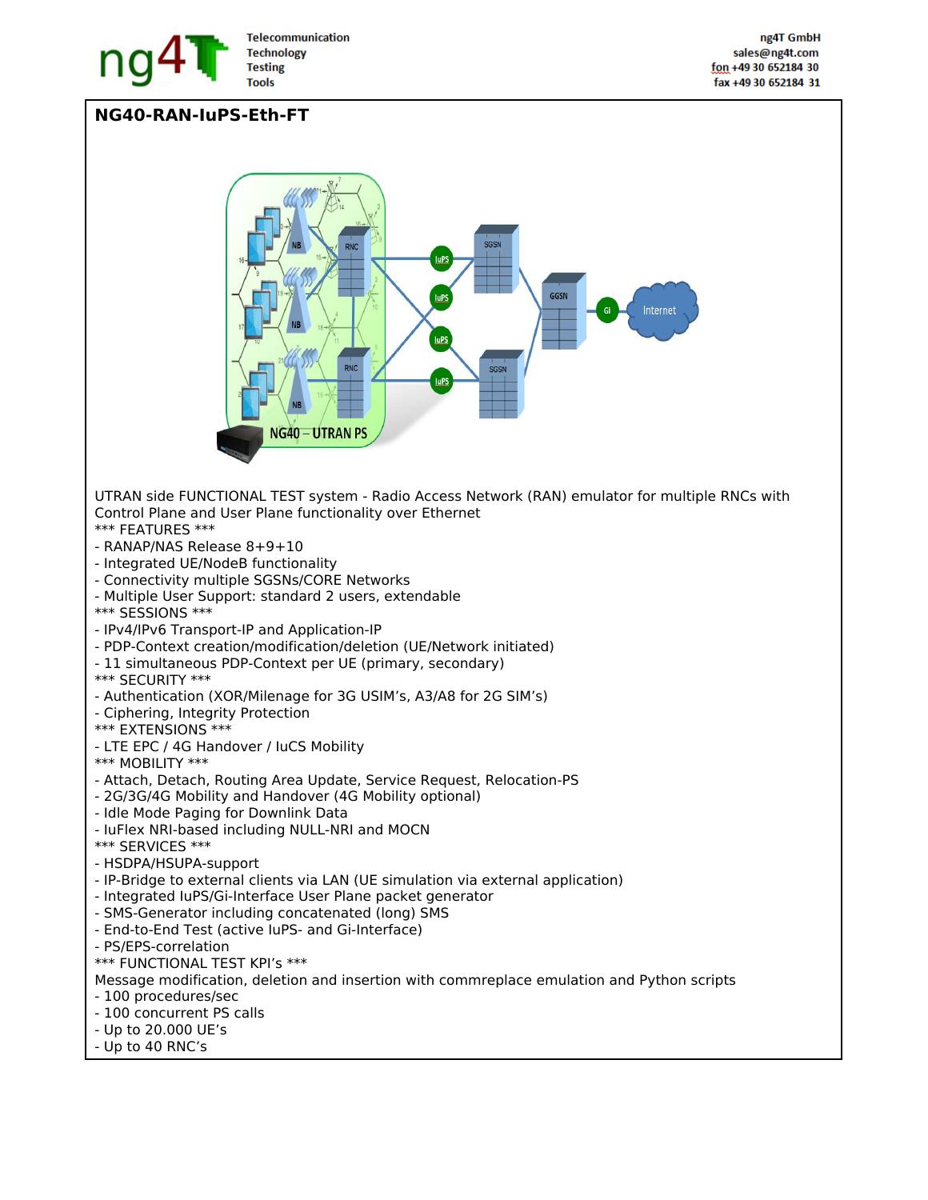# NG40-RAN-IuPS-Eth-FT

UTRAN side FUNCTIONAL TEST system - Radio Access Network (RAN) emulator for multiple RNCs with Control Plane and User Plane functionality over Ethernet

*** FEATURES ***
- RANAP/NAS Release 8+9+10
- Integrated UE/NodeB functionality
- Connectivity multiple SGSNs/CORE Networks
- Multiple User Support: standard 2 users, extendable

*** SESSIONS ***
- IPv4/IPv6 Transport-IP and Application-IP
- PDP-Context creation/modification/deletion (UE/Network initiated)
- 11 simultaneous PDP-Context per UE (primary, secondary)

*** SECURITY ***
- Authentication (XOR/Milenage for 3G USIM's, A3/A8 for 2G SIM's)
- Ciphering, Integrity Protection

*** EXTENSIONS ***
- LTE EPC / 4G Handover / IuCS Mobility

*** MOBILITY ***
- Attach, Detach, Routing Area Update, Service Request, Relocation-PS
- 2G/3G/4G Mobility and Handover (4G Mobility optional)
- Idle Mode Paging for Downlink Data
- IuFlex NRI-based including NULL-NRI and MOCN

*** SERVICES ***
- HSDPA/HSUPA-support
- IP-Bridge to external clients via LAN (UE simulation via external application)
- Integrated IuPS/Gi-Interface User Plane packet generator
- SMS-Generator including concatenated (long) SMS
- End-to-End Test (active IuPS- and Gi-Interface)
- PS/EPS-correlation

*** FUNCTIONAL TEST KPI's ***

Message modification, deletion and insertion with commreplace emulation and Python scripts
- 100 procedures/sec
- 100 concurrent PS calls
- Up to 20.000 UE's
- Up to 40 RNC's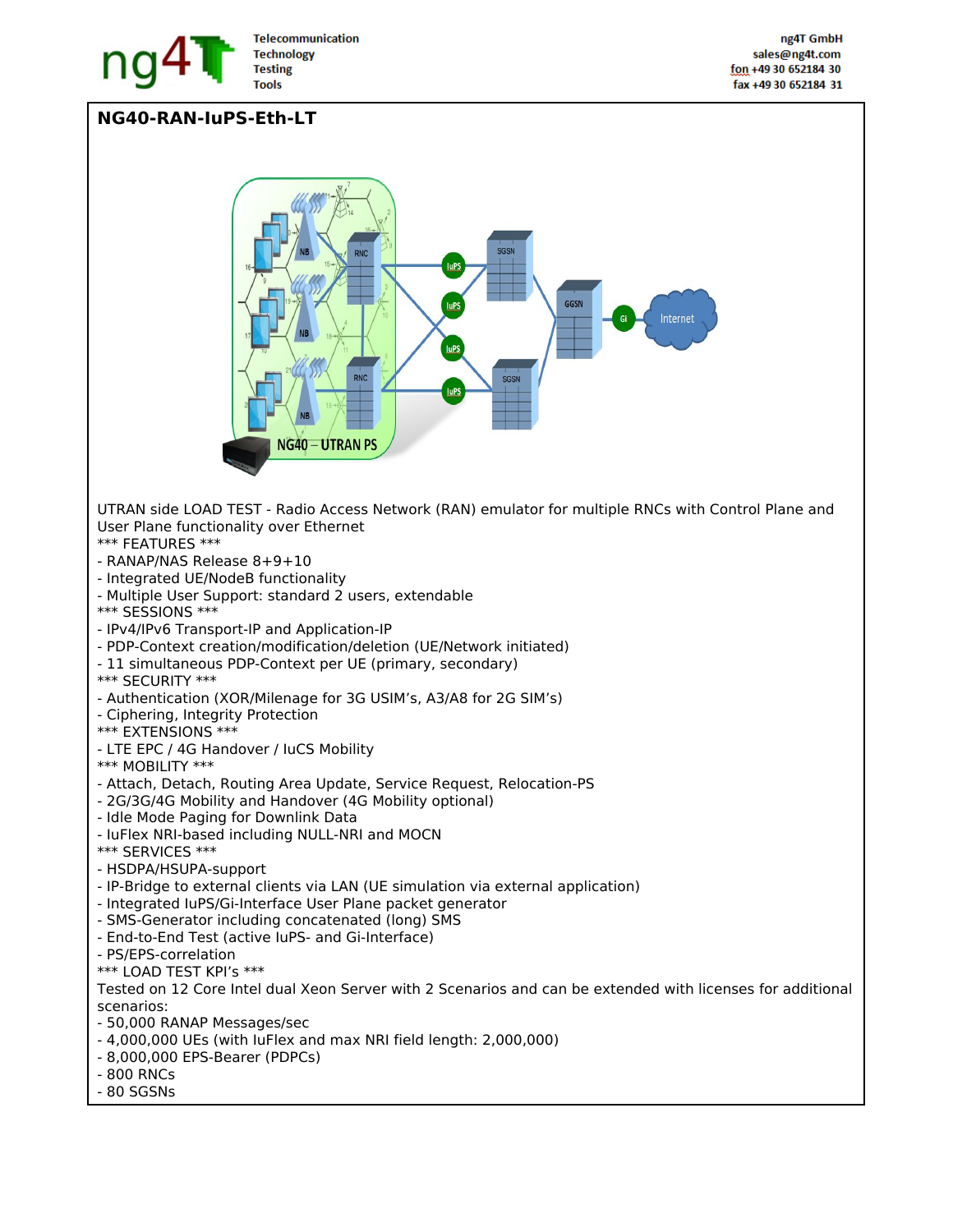## NG40-RAN-IuPS-Eth-LT

UTRAN side LOAD TEST - Radio Access Network (RAN) emulator for multiple RNCs with Control Plane and User Plane functionality over Ethernet

*** FEATURES ***
- RANAP/NAS Release 8+9+10
- Integrated UE/NodeB functionality
- Multiple User Support: standard 2 users, extendable

*** SESSIONS ***
- IPv4/IPv6 Transport-IP and Application-IP
- PDP-Context creation/modification/deletion (UE/Network initiated)
- 11 simultaneous PDP-Context per UE (primary, secondary)

*** SECURITY ***
- Authentication (XOR/Milenage for 3G USIM's, A3/A8 for 2G SIM's)
- Ciphering, Integrity Protection

*** EXTENSIONS ***
- LTE EPC / 4G Handover / IuCS Mobility

*** MOBILITY ***
- Attach, Detach, Routing Area Update, Service Request, Relocation-PS
- 2G/3G/4G Mobility and Handover (4G Mobility optional)
- Idle Mode Paging for Downlink Data
- IuFlex NRI-based including NULL-NRI and MOCN

*** SERVICES ***
- HSDPA/HSUPA-support
- IP-Bridge to external clients via LAN (UE simulation via external application)
- Integrated IuPS/Gi-Interface User Plane packet generator
- SMS-Generator including concatenated (long) SMS
- End-to-End Test (active IuPS- and Gi-Interface)
- PS/EPS-correlation

*** LOAD TEST KPI's ***

Tested on 12 Core Intel dual Xeon Server with 2 Scenarios and can be extended with licenses for additional scenarios:
- 50,000 RANAP Messages/sec
- 4,000,000 UEs (with IuFlex and max NRI field length: 2,000,000)
- 8,000,000 EPS-Bearer (PDPCs)
- 800 RNCs
- 80 SGSNs